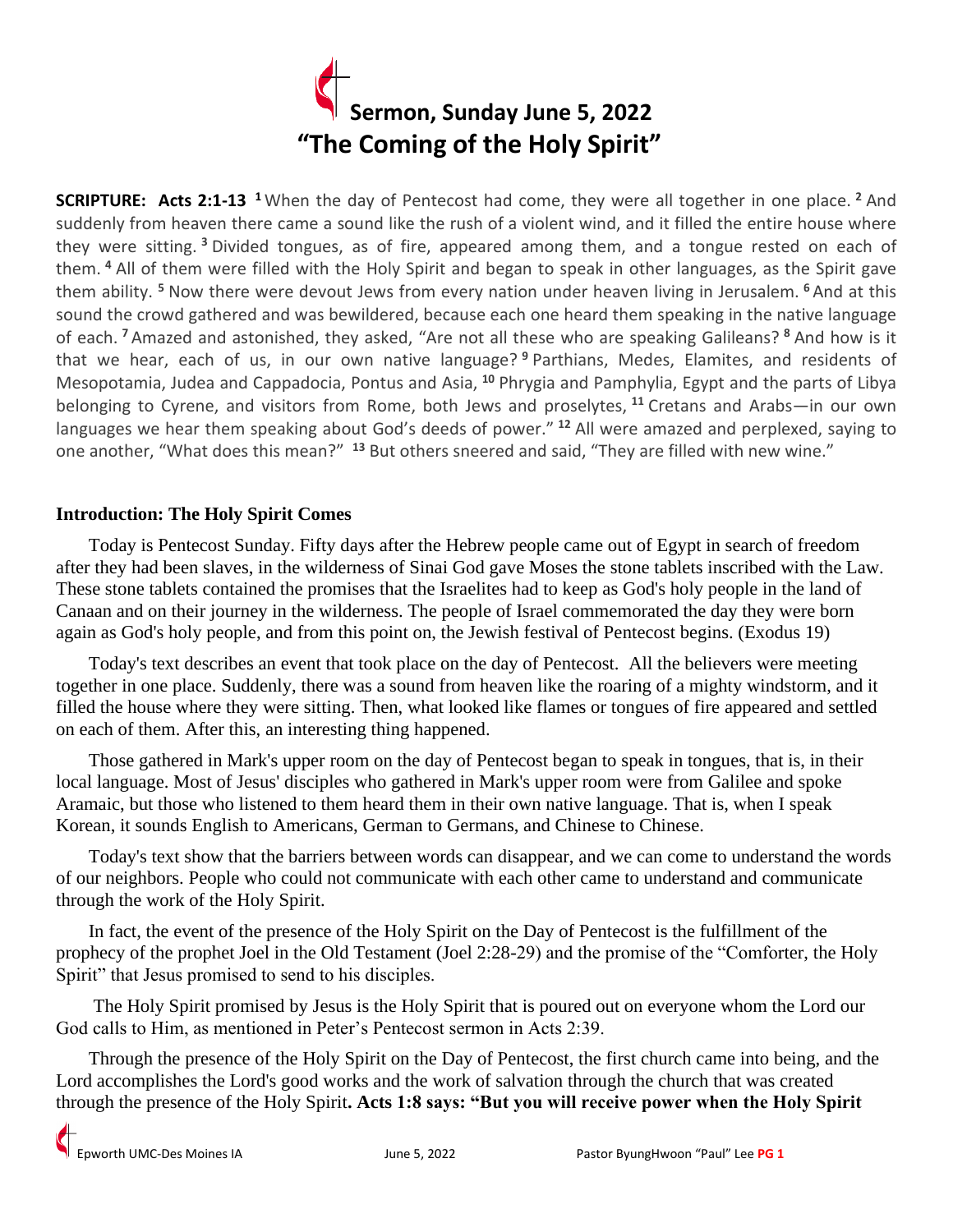# Sermon, Sunday June 5, 2022
# "The Coming of the Holy Spirit"

**SCRIPTURE: Acts 2:1-13** [1] When the day of Pentecost had come, they were all together in one place. [2] And suddenly from heaven there came a sound like the rush of a violent wind, and it filled the entire house where they were sitting. [3] Divided tongues, as of fire, appeared among them, and a tongue rested on each of them. [4] All of them were filled with the Holy Spirit and began to speak in other languages, as the Spirit gave them ability. [5] Now there were devout Jews from every nation under heaven living in Jerusalem. [6] And at this sound the crowd gathered and was bewildered, because each one heard them speaking in the native language of each. [7] Amazed and astonished, they asked, "Are not all these who are speaking Galileans? [8] And how is it that we hear, each of us, in our own native language? [9] Parthians, Medes, Elamites, and residents of Mesopotamia, Judea and Cappadocia, Pontus and Asia, [10] Phrygia and Pamphylia, Egypt and the parts of Libya belonging to Cyrene, and visitors from Rome, both Jews and proselytes, [11] Cretans and Arabs—in our own languages we hear them speaking about God's deeds of power." [12] All were amazed and perplexed, saying to one another, "What does this mean?" [13] But others sneered and said, "They are filled with new wine."

**Introduction: The Holy Spirit Comes**

Today is Pentecost Sunday. Fifty days after the Hebrew people came out of Egypt in search of freedom after they had been slaves, in the wilderness of Sinai God gave Moses the stone tablets inscribed with the Law. These stone tablets contained the promises that the Israelites had to keep as God's holy people in the land of Canaan and on their journey in the wilderness. The people of Israel commemorated the day they were born again as God's holy people, and from this point on, the Jewish festival of Pentecost begins. (Exodus 19)

Today's text describes an event that took place on the day of Pentecost. All the believers were meeting together in one place. Suddenly, there was a sound from heaven like the roaring of a mighty windstorm, and it filled the house where they were sitting. Then, what looked like flames or tongues of fire appeared and settled on each of them. After this, an interesting thing happened.

Those gathered in Mark's upper room on the day of Pentecost began to speak in tongues, that is, in their local language. Most of Jesus' disciples who gathered in Mark's upper room were from Galilee and spoke Aramaic, but those who listened to them heard them in their own native language. That is, when I speak Korean, it sounds English to Americans, German to Germans, and Chinese to Chinese.

Today's text show that the barriers between words can disappear, and we can come to understand the words of our neighbors. People who could not communicate with each other came to understand and communicate through the work of the Holy Spirit.

In fact, the event of the presence of the Holy Spirit on the Day of Pentecost is the fulfillment of the prophecy of the prophet Joel in the Old Testament (Joel 2:28-29) and the promise of the "Comforter, the Holy Spirit" that Jesus promised to send to his disciples.

The Holy Spirit promised by Jesus is the Holy Spirit that is poured out on everyone whom the Lord our God calls to Him, as mentioned in Peter's Pentecost sermon in Acts 2:39.

Through the presence of the Holy Spirit on the Day of Pentecost, the first church came into being, and the Lord accomplishes the Lord's good works and the work of salvation through the church that was created through the presence of the Holy Spirit**. Acts 1:8 says: "But you will receive power when the Holy Spirit**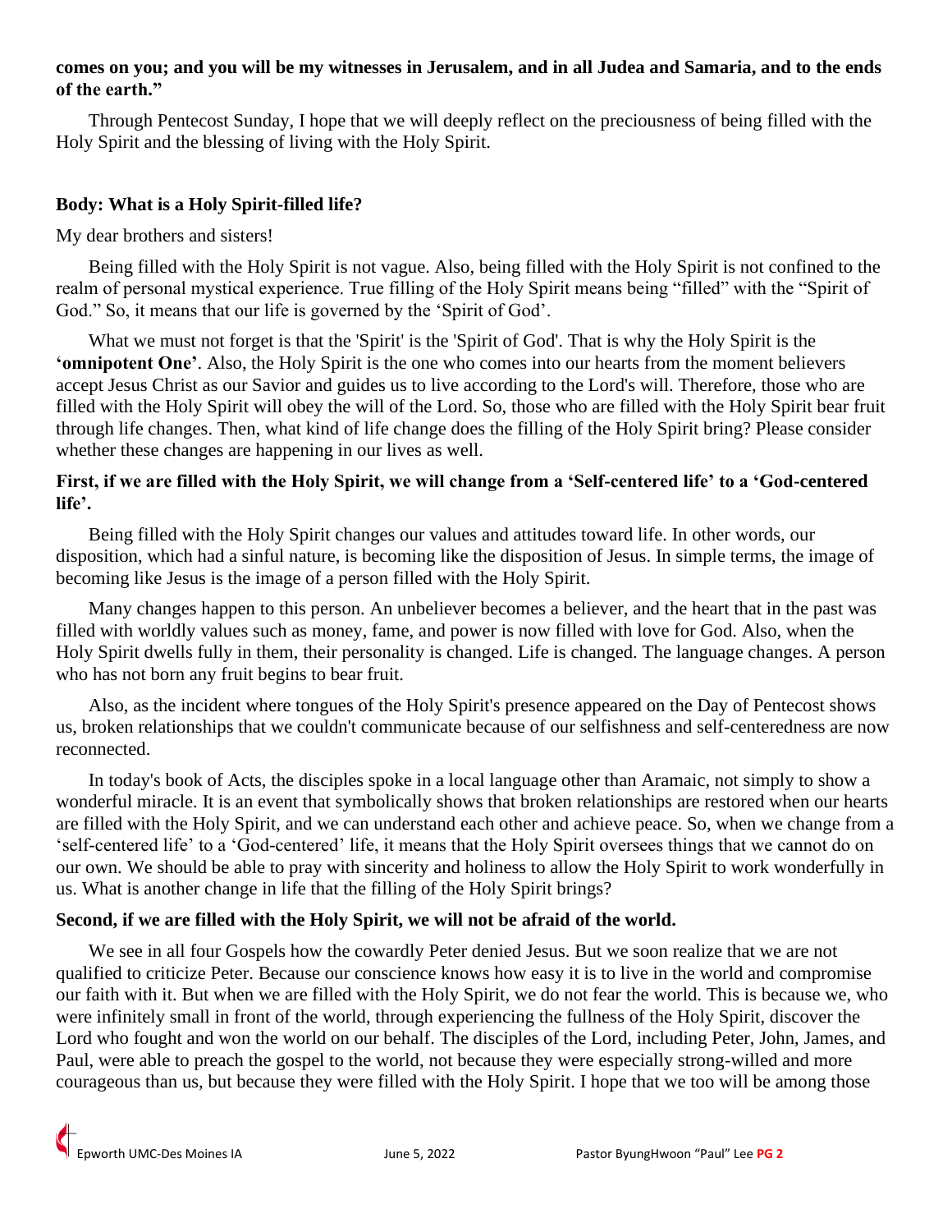**comes on you; and you will be my witnesses in Jerusalem, and in all Judea and Samaria, and to the ends of the earth."**

Through Pentecost Sunday, I hope that we will deeply reflect on the preciousness of being filled with the Holy Spirit and the blessing of living with the Holy Spirit.

**Body: What is a Holy Spirit-filled life?**

My dear brothers and sisters!

Being filled with the Holy Spirit is not vague. Also, being filled with the Holy Spirit is not confined to the realm of personal mystical experience. True filling of the Holy Spirit means being "filled" with the "Spirit of God." So, it means that our life is governed by the 'Spirit of God'.

What we must not forget is that the 'Spirit' is the 'Spirit of God'. That is why the Holy Spirit is the **'omnipotent One'**. Also, the Holy Spirit is the one who comes into our hearts from the moment believers accept Jesus Christ as our Savior and guides us to live according to the Lord's will. Therefore, those who are filled with the Holy Spirit will obey the will of the Lord. So, those who are filled with the Holy Spirit bear fruit through life changes. Then, what kind of life change does the filling of the Holy Spirit bring? Please consider whether these changes are happening in our lives as well.

**First, if we are filled with the Holy Spirit, we will change from a 'Self-centered life' to a 'God-centered life'.**

Being filled with the Holy Spirit changes our values and attitudes toward life. In other words, our disposition, which had a sinful nature, is becoming like the disposition of Jesus. In simple terms, the image of becoming like Jesus is the image of a person filled with the Holy Spirit.

Many changes happen to this person. An unbeliever becomes a believer, and the heart that in the past was filled with worldly values such as money, fame, and power is now filled with love for God. Also, when the Holy Spirit dwells fully in them, their personality is changed. Life is changed. The language changes. A person who has not born any fruit begins to bear fruit.

Also, as the incident where tongues of the Holy Spirit's presence appeared on the Day of Pentecost shows us, broken relationships that we couldn't communicate because of our selfishness and self-centeredness are now reconnected.

In today's book of Acts, the disciples spoke in a local language other than Aramaic, not simply to show a wonderful miracle. It is an event that symbolically shows that broken relationships are restored when our hearts are filled with the Holy Spirit, and we can understand each other and achieve peace. So, when we change from a 'self-centered life' to a 'God-centered' life, it means that the Holy Spirit oversees things that we cannot do on our own. We should be able to pray with sincerity and holiness to allow the Holy Spirit to work wonderfully in us. What is another change in life that the filling of the Holy Spirit brings?

**Second, if we are filled with the Holy Spirit, we will not be afraid of the world.**

We see in all four Gospels how the cowardly Peter denied Jesus. But we soon realize that we are not qualified to criticize Peter. Because our conscience knows how easy it is to live in the world and compromise our faith with it. But when we are filled with the Holy Spirit, we do not fear the world. This is because we, who were infinitely small in front of the world, through experiencing the fullness of the Holy Spirit, discover the Lord who fought and won the world on our behalf. The disciples of the Lord, including Peter, John, James, and Paul, were able to preach the gospel to the world, not because they were especially strong-willed and more courageous than us, but because they were filled with the Holy Spirit. I hope that we too will be among those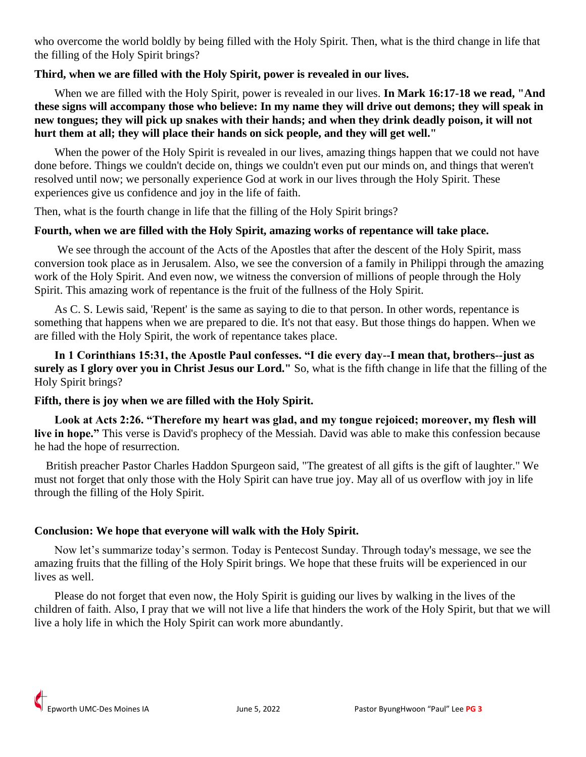who overcome the world boldly by being filled with the Holy Spirit. Then, what is the third change in life that the filling of the Holy Spirit brings?

**Third, when we are filled with the Holy Spirit, power is revealed in our lives.**

When we are filled with the Holy Spirit, power is revealed in our lives. **In Mark 16:17-18 we read, "And these signs will accompany those who believe: In my name they will drive out demons; they will speak in new tongues; they will pick up snakes with their hands; and when they drink deadly poison, it will not hurt them at all; they will place their hands on sick people, and they will get well."**

When the power of the Holy Spirit is revealed in our lives, amazing things happen that we could not have done before. Things we couldn't decide on, things we couldn't even put our minds on, and things that weren't resolved until now; we personally experience God at work in our lives through the Holy Spirit. These experiences give us confidence and joy in the life of faith.

Then, what is the fourth change in life that the filling of the Holy Spirit brings?

**Fourth, when we are filled with the Holy Spirit, amazing works of repentance will take place.**

We see through the account of the Acts of the Apostles that after the descent of the Holy Spirit, mass conversion took place as in Jerusalem. Also, we see the conversion of a family in Philippi through the amazing work of the Holy Spirit. And even now, we witness the conversion of millions of people through the Holy Spirit. This amazing work of repentance is the fruit of the fullness of the Holy Spirit.

As C. S. Lewis said, 'Repent' is the same as saying to die to that person. In other words, repentance is something that happens when we are prepared to die. It's not that easy. But those things do happen. When we are filled with the Holy Spirit, the work of repentance takes place.

**In 1 Corinthians 15:31, the Apostle Paul confesses. "I die every day--I mean that, brothers--just as surely as I glory over you in Christ Jesus our Lord."** So, what is the fifth change in life that the filling of the Holy Spirit brings?

**Fifth, there is joy when we are filled with the Holy Spirit.**

**Look at Acts 2:26. "Therefore my heart was glad, and my tongue rejoiced; moreover, my flesh will live in hope."** This verse is David's prophecy of the Messiah. David was able to make this confession because he had the hope of resurrection.

British preacher Pastor Charles Haddon Spurgeon said, "The greatest of all gifts is the gift of laughter." We must not forget that only those with the Holy Spirit can have true joy. May all of us overflow with joy in life through the filling of the Holy Spirit.

**Conclusion: We hope that everyone will walk with the Holy Spirit.**

Now let's summarize today's sermon. Today is Pentecost Sunday. Through today's message, we see the amazing fruits that the filling of the Holy Spirit brings. We hope that these fruits will be experienced in our lives as well.

Please do not forget that even now, the Holy Spirit is guiding our lives by walking in the lives of the children of faith. Also, I pray that we will not live a life that hinders the work of the Holy Spirit, but that we will live a holy life in which the Holy Spirit can work more abundantly.